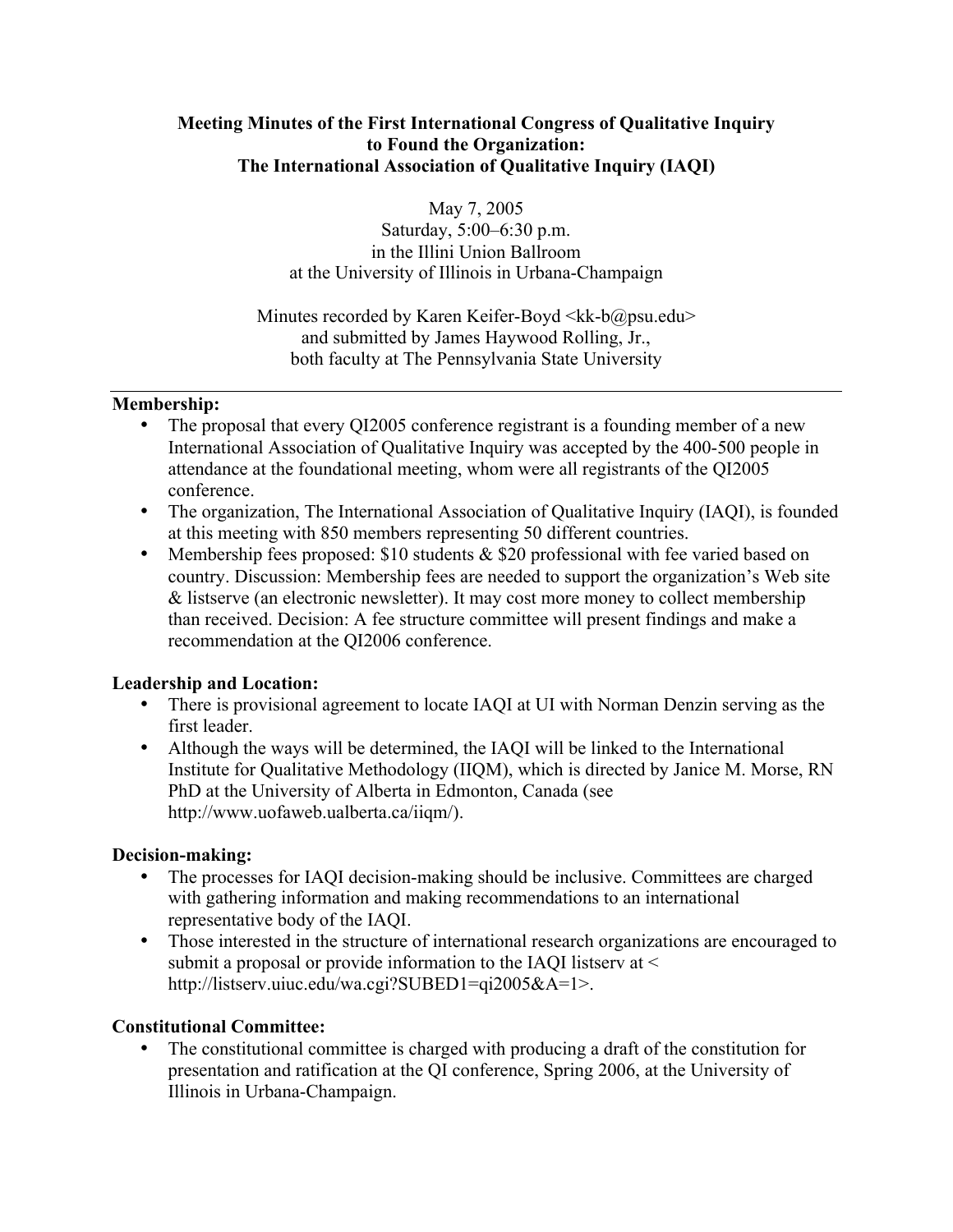**Meeting Minutes of the First International Congress of Qualitative Inquiry to Found the Organization: The International Association of Qualitative Inquiry (IAQI)**

May 7, 2005
Saturday, 5:00–6:30 p.m.
in the Illini Union Ballroom
at the University of Illinois in Urbana-Champaign

Minutes recorded by Karen Keifer-Boyd <kk-b@psu.edu>
and submitted by James Haywood Rolling, Jr.,
both faculty at The Pennsylvania State University

---

**Membership:**

- The proposal that every QI2005 conference registrant is a founding member of a new International Association of Qualitative Inquiry was accepted by the 400-500 people in attendance at the foundational meeting, whom were all registrants of the QI2005 conference.
- The organization, The International Association of Qualitative Inquiry (IAQI), is founded at this meeting with 850 members representing 50 different countries.
- Membership fees proposed: $10 students & $20 professional with fee varied based on country. Discussion: Membership fees are needed to support the organization's Web site & listserve (an electronic newsletter). It may cost more money to collect membership than received. Decision: A fee structure committee will present findings and make a recommendation at the QI2006 conference.

**Leadership and Location:**

- There is provisional agreement to locate IAQI at UI with Norman Denzin serving as the first leader.
- Although the ways will be determined, the IAQI will be linked to the International Institute for Qualitative Methodology (IIQM), which is directed by Janice M. Morse, RN PhD at the University of Alberta in Edmonton, Canada (see http://www.uofaweb.ualberta.ca/iiqm/).

**Decision-making:**

- The processes for IAQI decision-making should be inclusive. Committees are charged with gathering information and making recommendations to an international representative body of the IAQI.
- Those interested in the structure of international research organizations are encouraged to submit a proposal or provide information to the IAQI listserv at < http://listserv.uiuc.edu/wa.cgi?SUBED1=qi2005&A=1>.

**Constitutional Committee:**

- The constitutional committee is charged with producing a draft of the constitution for presentation and ratification at the QI conference, Spring 2006, at the University of Illinois in Urbana-Champaign.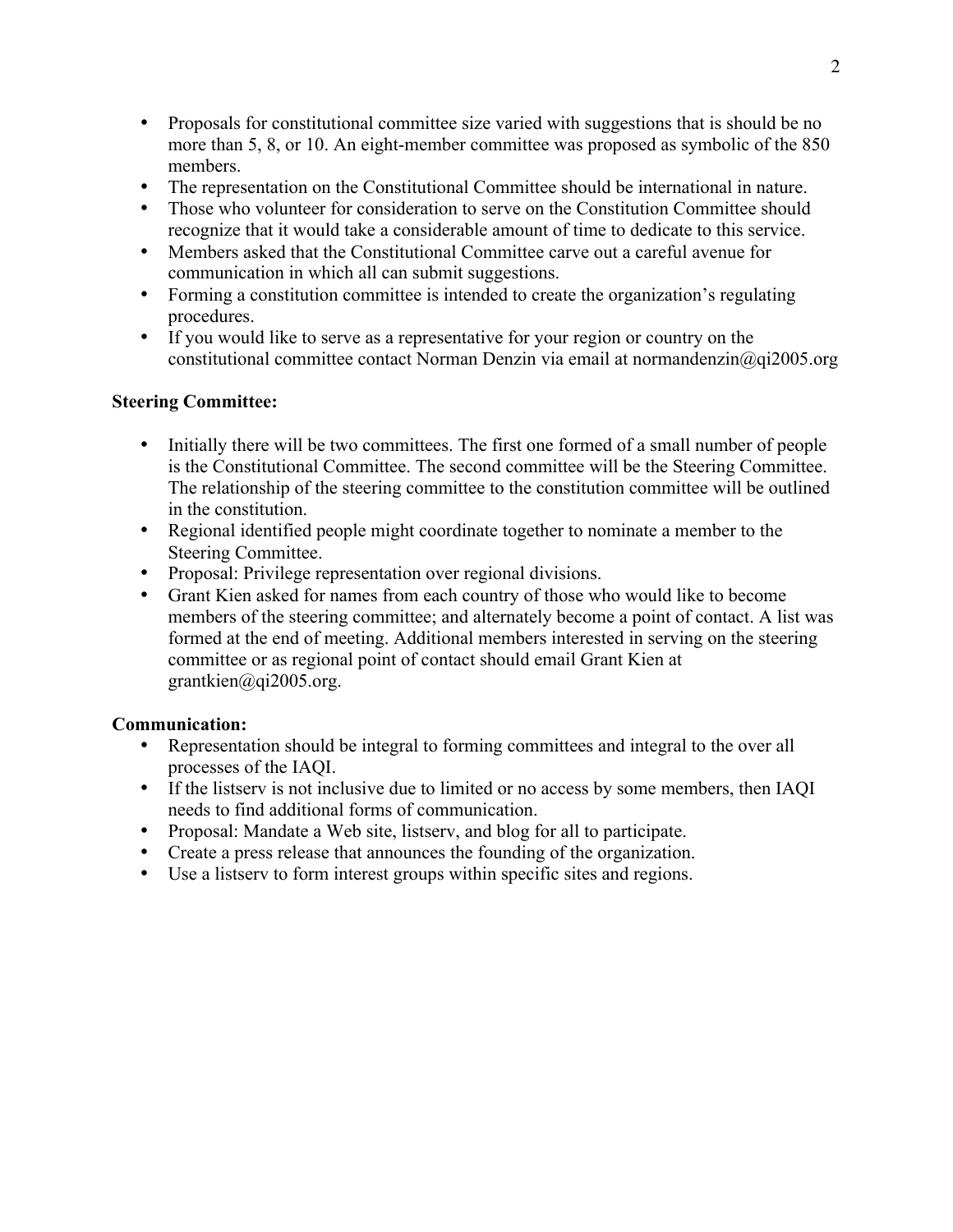- Proposals for constitutional committee size varied with suggestions that is should be no more than 5, 8, or 10. An eight-member committee was proposed as symbolic of the 850 members.
- The representation on the Constitutional Committee should be international in nature.
- Those who volunteer for consideration to serve on the Constitution Committee should recognize that it would take a considerable amount of time to dedicate to this service.
- Members asked that the Constitutional Committee carve out a careful avenue for communication in which all can submit suggestions.
- Forming a constitution committee is intended to create the organization's regulating procedures.
- If you would like to serve as a representative for your region or country on the constitutional committee contact Norman Denzin via email at normandenzin@qi2005.org

**Steering Committee:**

- Initially there will be two committees. The first one formed of a small number of people is the Constitutional Committee. The second committee will be the Steering Committee. The relationship of the steering committee to the constitution committee will be outlined in the constitution.
- Regional identified people might coordinate together to nominate a member to the Steering Committee.
- Proposal: Privilege representation over regional divisions.
- Grant Kien asked for names from each country of those who would like to become members of the steering committee; and alternately become a point of contact. A list was formed at the end of meeting. Additional members interested in serving on the steering committee or as regional point of contact should email Grant Kien at grantkien@qi2005.org.

**Communication:**

- Representation should be integral to forming committees and integral to the over all processes of the IAQI.
- If the listserv is not inclusive due to limited or no access by some members, then IAQI needs to find additional forms of communication.
- Proposal: Mandate a Web site, listserv, and blog for all to participate.
- Create a press release that announces the founding of the organization.
- Use a listserv to form interest groups within specific sites and regions.